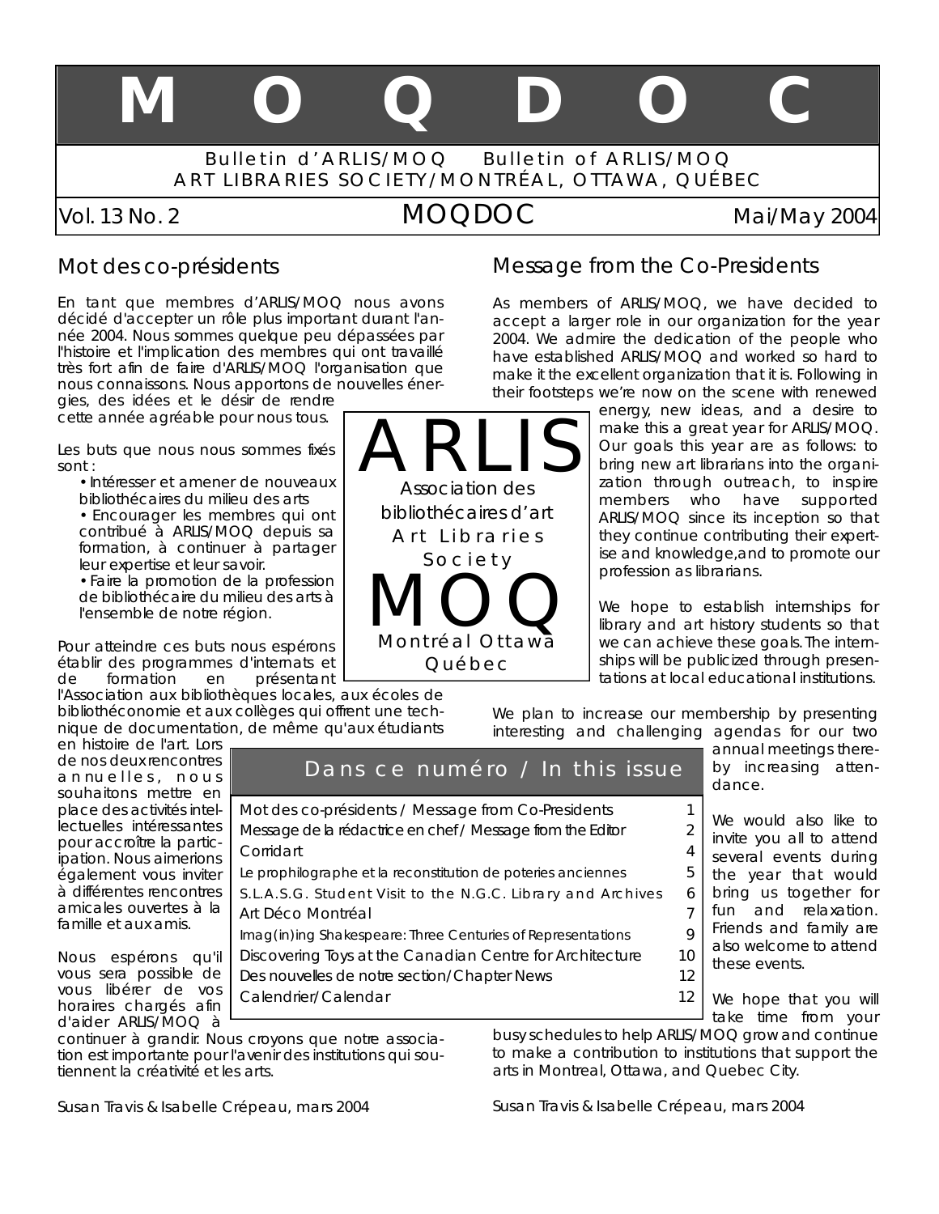# M O Q D O C

Bulletin d'ARLIS/MOQ Bulletin of ARLIS/MOQ
ART LIBRARIES SOCIETY/MONTRÉAL, OTTAWA, QUÉBEC

Vol. 13 No. 2 MOQDOC Mai/May 2004

## Mot des co-présidents

En tant que membres d'ARLIS/MOQ nous avons décidé d'accepter un rôle plus important durant l'année 2004. Nous sommes quelque peu dépassées par l'histoire et l'implication des membres qui ont travaillé très fort afin de faire d'ARLIS/MOQ l'organisation que nous connaissons. Nous apportons de nouvelles énergies, des idées et le désir de rendre cette année agréable pour nous tous.

Les buts que nous nous sommes fixés sont :

- Intéresser et amener de nouveaux bibliothécaires du milieu des arts
- Encourager les membres qui ont contribué à ARLIS/MOQ depuis sa formation, à continuer à partager leur expertise et leur savoir.
- Faire la promotion de la profession de bibliothécaire du milieu des arts à l'ensemble de notre région.

Pour atteindre ces buts nous espérons établir des programmes d'internats et de formation en présentant l'Association aux bibliothèques locales, aux écoles de bibliothéconomie et aux collèges qui offrent une technique de documentation, de même qu'aux étudiants en histoire de l'art. Lors de nos deux rencontres annuelles, nous souhaitons mettre en place des activités intellectuelles intéressantes pour accroître la participation. Nous aimerions également vous inviter à différentes rencontres amicales ouvertes à la famille et aux amis.

Nous espérons qu'il vous sera possible de vous libérer de vos horaires chargés afin d'aider ARLIS/MOQ à continuer à grandir. Nous croyons que notre association est importante pour l'avenir des institutions qui soutiennent la créativité et les arts.

Susan Travis & Isabelle Crépeau, mars 2004

## Message from the Co-Presidents

As members of ARLIS/MOQ, we have decided to accept a larger role in our organization for the year 2004. We admire the dedication of the people who have established ARLIS/MOQ and worked so hard to make it the excellent organization that it is. Following in their footsteps we're now on the scene with renewed energy, new ideas, and a desire to make this a great year for ARLIS/MOQ. Our goals this year are as follows: to bring new art librarians into the organization through outreach, to inspire members who have supported ARLIS/MOQ since its inception so that they continue contributing their expertise and knowledge,and to promote our profession as librarians.

We hope to establish internships for library and art history students so that we can achieve these goals.The internships will be publicized through presentations at local educational institutions.

We plan to increase our membership by presenting interesting and challenging agendas for our two annual meetings thereby increasing attendance.

We would also like to invite you all to attend several events during the year that would bring us together for fun and relaxation. Friends and family are also welcome to attend these events.

We hope that you will take time from your busy schedules to help ARLIS/MOQ grow and continue to make a contribution to institutions that support the arts in Montreal, Ottawa, and Quebec City.

Susan Travis & Isabelle Crépeau, mars 2004

---

ARLIS
Association des bibliothécaires d'art
Art Libraries Society
MOQ
Montréal Ottawa Québec

---

## Dans ce numéro / In this issue

| | |
|---|---|
| Mot des co-présidents / Message from Co-Presidents | 1 |
| Message de la rédactrice en chef / Message from the Editor | 2 |
| Corridart | 4 |
| Le prophilographe et la reconstitution de poteries anciennes | 5 |
| S.L.A.S.G. Student Visit to the N.G.C. Library and Archives | 6 |
| Art Déco Montréal | 7 |
| Imag(in)ing Shakespeare: Three Centuries of Representations | 9 |
| Discovering Toys at the Canadian Centre for Architecture | 10 |
| Des nouvelles de notre section/Chapter News | 12 |
| Calendrier/Calendar | 12 |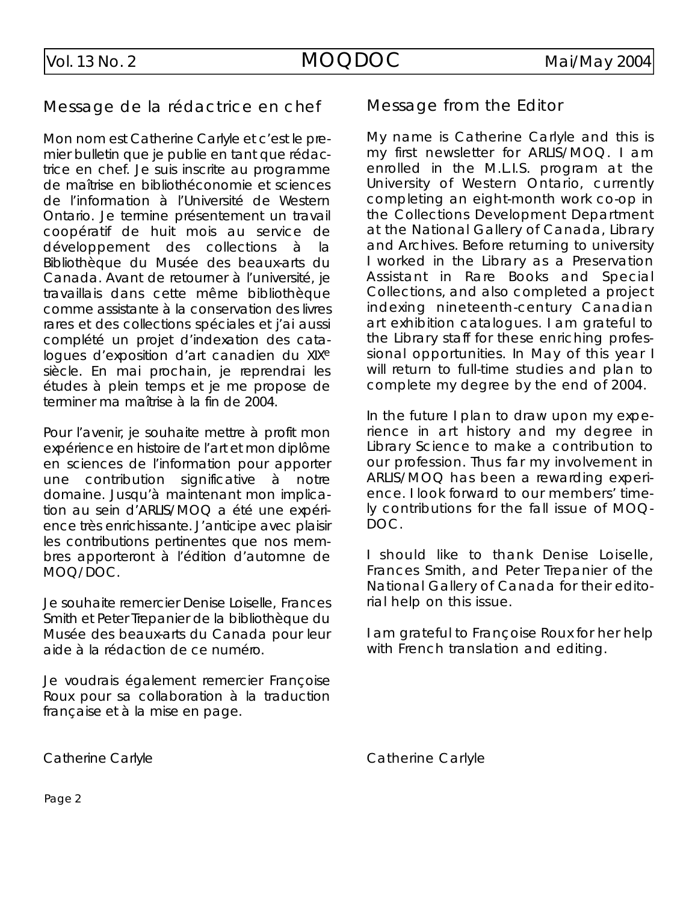## Message de la rédactrice en chef

Mon nom est Catherine Carlyle et c'est le premier bulletin que je publie en tant que rédactrice en chef. Je suis inscrite au programme de maîtrise en bibliothéconomie et sciences de l'information à l'Université de Western Ontario. Je termine présentement un travail coopératif de huit mois au service de développement des collections à la Bibliothèque du Musée des beaux-arts du Canada. Avant de retourner à l'université, je travaillais dans cette même bibliothèque comme assistante à la conservation des livres rares et des collections spéciales et j'ai aussi complété un projet d'indexation des catalogues d'exposition d'art canadien du XIX$^{e}$ siècle. En mai prochain, je reprendrai les études à plein temps et je me propose de terminer ma maîtrise à la fin de 2004.

Pour l'avenir, je souhaite mettre à profit mon expérience en histoire de l'art et mon diplôme en sciences de l'information pour apporter une contribution significative à notre domaine. Jusqu'à maintenant mon implication au sein d'ARLIS/MOQ a été une expérience très enrichissante. J'anticipe avec plaisir les contributions pertinentes que nos membres apporteront à l'édition d'automne de MOQ/DOC.

Je souhaite remercier Denise Loiselle, Frances Smith et Peter Trepanier de la bibliothèque du Musée des beaux-arts du Canada pour leur aide à la rédaction de ce numéro.

Je voudrais également remercier Françoise Roux pour sa collaboration à la traduction française et à la mise en page.

Catherine Carlyle

## Message from the Editor

My name is Catherine Carlyle and this is my first newsletter for ARLIS/MOQ. I am enrolled in the M.L.I.S. program at the University of Western Ontario, currently completing an eight-month work co-op in the Collections Development Department at the National Gallery of Canada, Library and Archives. Before returning to university I worked in the Library as a Preservation Assistant in Rare Books and Special Collections, and also completed a project indexing nineteenth-century Canadian art exhibition catalogues. I am grateful to the Library staff for these enriching professional opportunities. In May of this year I will return to full-time studies and plan to complete my degree by the end of 2004.

In the future I plan to draw upon my experience in art history and my degree in Library Science to make a contribution to our profession. Thus far my involvement in ARLIS/MOQ has been a rewarding experience. I look forward to our members' timely contributions for the fall issue of MOQ-DOC.

I should like to thank Denise Loiselle, Frances Smith, and Peter Trepanier of the National Gallery of Canada for their editorial help on this issue.

I am grateful to Françoise Roux for her help with French translation and editing.

Catherine Carlyle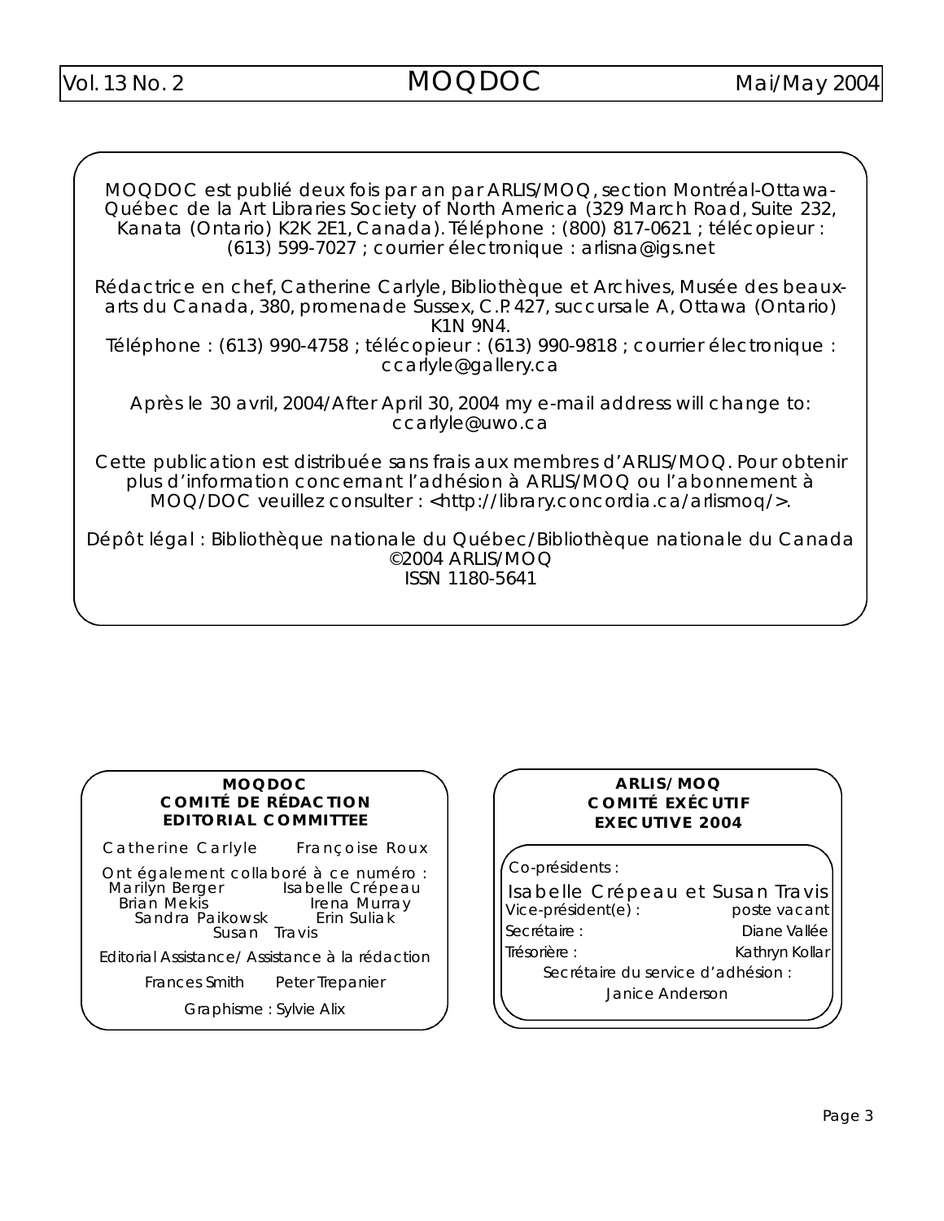MOQDOC est publié deux fois par an par ARLIS/MOQ, section Montréal-Ottawa-Québec de la Art Libraries Society of North America (329 March Road, Suite 232, Kanata (Ontario) K2K 2E1, Canada). Téléphone : (800) 817-0621 ; télécopieur : (613) 599-7027 ; courrier électronique : arlisna@igs.net

Rédactrice en chef, Catherine Carlyle, Bibliothèque et Archives, Musée des beaux-arts du Canada, 380, promenade Sussex, C.P. 427, succursale A, Ottawa (Ontario) K1N 9N4.
Téléphone : (613) 990-4758 ; télécopieur : (613) 990-9818 ; courrier électronique : ccarlyle@gallery.ca

Après le 30 avril, 2004/After April 30, 2004 my e-mail address will change to: ccarlyle@uwo.ca

Cette publication est distribuée sans frais aux membres d'ARLIS/MOQ. Pour obtenir plus d'information concernant l'adhésion à ARLIS/MOQ ou l'abonnement à MOQ/DOC veuillez consulter : <http://library.concordia.ca/arlismoq/>.

Dépôt légal : Bibliothèque nationale du Québec/Bibliothèque nationale du Canada
©2004 ARLIS/MOQ
ISSN 1180-5641

**MOQDOC**
**COMITÉ DE RÉDACTION**
**EDITORIAL COMMITTEE**

Catherine Carlyle   Françoise Roux

Ont également collaboré à ce numéro :
Marilyn Berger   Isabelle Crépeau
Brian Mekis   Irena Murray
Sandra Paikowsk   Erin Suliak
Susan Travis

Editorial Assistance/ Assistance à la rédaction

Frances Smith   Peter Trepanier

Graphisme : Sylvie Alix

**ARLIS/MOQ**
**COMITÉ EXÉCUTIF**
**EXECUTIVE 2004**

Co-présidents :
Isabelle Crépeau et Susan Travis
Vice-président(e) : poste vacant
Secrétaire : Diane Vallée
Trésorière : Kathryn Kollar
Secrétaire du service d'adhésion :
Janice Anderson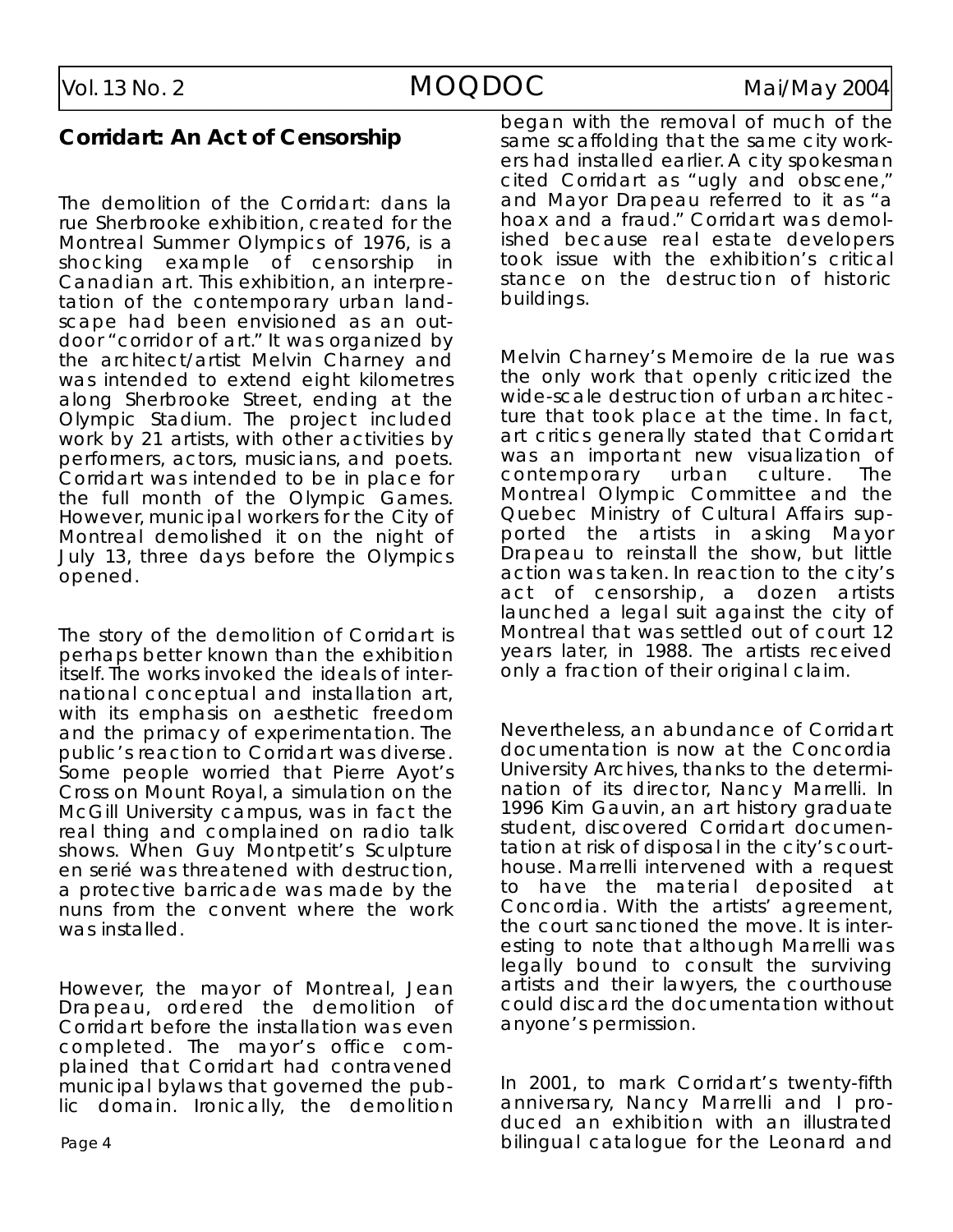## Corridart: An Act of Censorship

The demolition of the Corridart: dans la rue Sherbrooke exhibition, created for the Montreal Summer Olympics of 1976, is a shocking example of censorship in Canadian art. This exhibition, an interpretation of the contemporary urban landscape had been envisioned as an outdoor "corridor of art." It was organized by the architect/artist Melvin Charney and was intended to extend eight kilometres along Sherbrooke Street, ending at the Olympic Stadium. The project included work by 21 artists, with other activities by performers, actors, musicians, and poets. Corridart was intended to be in place for the full month of the Olympic Games. However, municipal workers for the City of Montreal demolished it on the night of July 13, three days before the Olympics opened.

The story of the demolition of Corridart is perhaps better known than the exhibition itself. The works invoked the ideals of international conceptual and installation art, with its emphasis on aesthetic freedom and the primacy of experimentation. The public's reaction to Corridart was diverse. Some people worried that Pierre Ayot's Cross on Mount Royal, a simulation on the McGill University campus, was in fact the real thing and complained on radio talk shows. When Guy Montpetit's Sculpture en serié was threatened with destruction, a protective barricade was made by the nuns from the convent where the work was installed.

However, the mayor of Montreal, Jean Drapeau, ordered the demolition of Corridart before the installation was even completed. The mayor's office complained that Corridart had contravened municipal bylaws that governed the public domain. Ironically, the demolition began with the removal of much of the same scaffolding that the same city workers had installed earlier. A city spokesman cited Corridart as "ugly and obscene," and Mayor Drapeau referred to it as "a hoax and a fraud." Corridart was demolished because real estate developers took issue with the exhibition's critical stance on the destruction of historic buildings.

Melvin Charney's Memoire de la rue was the only work that openly criticized the wide-scale destruction of urban architecture that took place at the time. In fact, art critics generally stated that Corridart was an important new visualization of contemporary urban culture. The Montreal Olympic Committee and the Quebec Ministry of Cultural Affairs supported the artists in asking Mayor Drapeau to reinstall the show, but little action was taken. In reaction to the city's act of censorship, a dozen artists launched a legal suit against the city of Montreal that was settled out of court 12 years later, in 1988. The artists received only a fraction of their original claim.

Nevertheless, an abundance of Corridart documentation is now at the Concordia University Archives, thanks to the determination of its director, Nancy Marrelli. In 1996 Kim Gauvin, an art history graduate student, discovered Corridart documentation at risk of disposal in the city's courthouse. Marrelli intervened with a request to have the material deposited at Concordia. With the artists' agreement, the court sanctioned the move. It is interesting to note that although Marrelli was legally bound to consult the surviving artists and their lawyers, the courthouse could discard the documentation without anyone's permission.

In 2001, to mark Corridart's twenty-fifth anniversary, Nancy Marrelli and I produced an exhibition with an illustrated bilingual catalogue for the Leonard and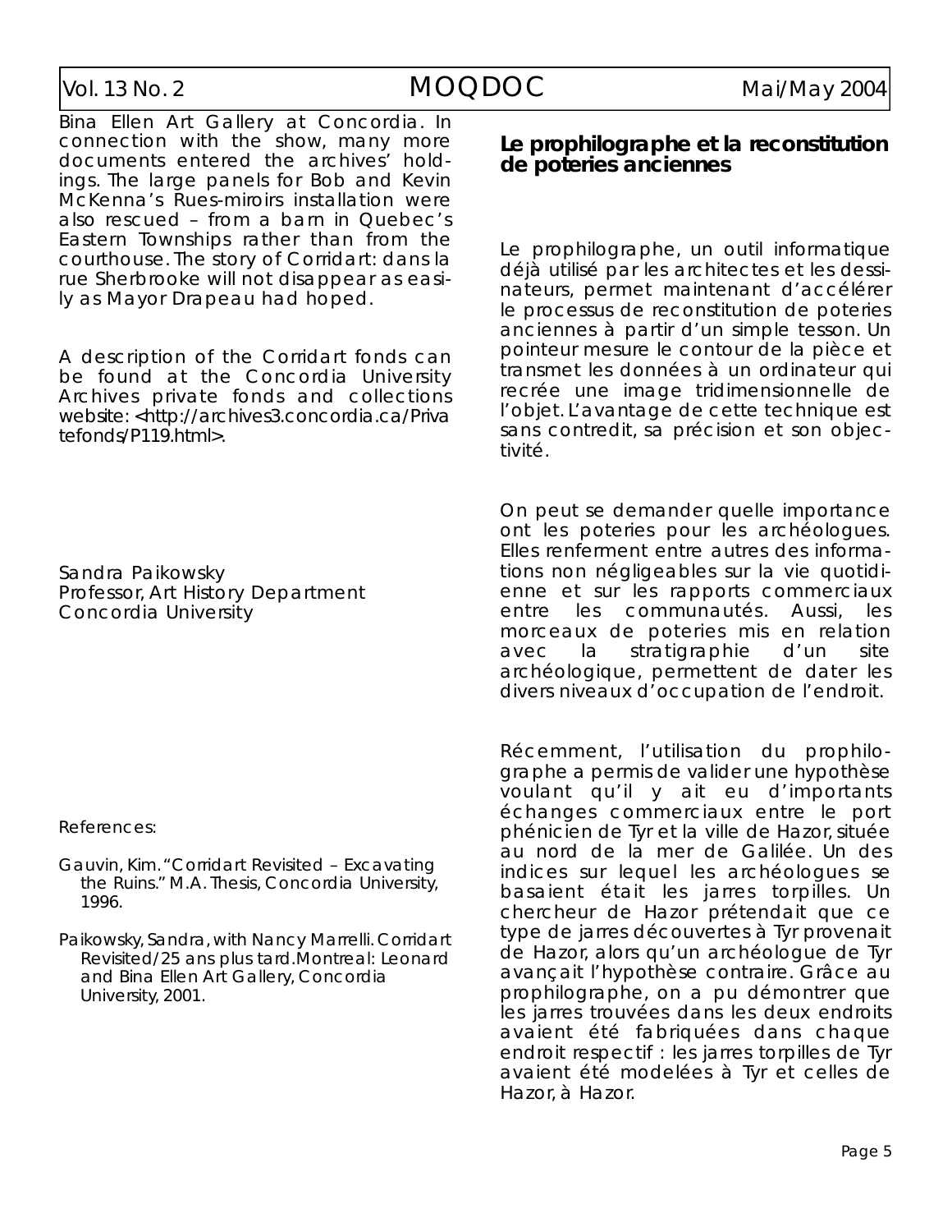Bina Ellen Art Gallery at Concordia. In connection with the show, many more documents entered the archives' holdings. The large panels for Bob and Kevin McKenna's Rues-miroirs installation were also rescued – from a barn in Quebec's Eastern Townships rather than from the courthouse. The story of Corridart: dans la rue Sherbrooke will not disappear as easily as Mayor Drapeau had hoped.

A description of the Corridart fonds can be found at the Concordia University Archives private fonds and collections website: <http://archives3.concordia.ca/Privatefonds/P119.html>.

Sandra Paikowsky
Professor, Art History Department
Concordia University

References:

Gauvin, Kim. "Corridart Revisited – Excavating the Ruins." M.A. Thesis, Concordia University, 1996.

Paikowsky, Sandra, with Nancy Marrelli. Corridart Revisited/25 ans plus tard. Montreal: Leonard and Bina Ellen Art Gallery, Concordia University, 2001.

## Le prophilographe et la reconstitution de poteries anciennes

Le prophilographe, un outil informatique déjà utilisé par les architectes et les dessinateurs, permet maintenant d'accélérer le processus de reconstitution de poteries anciennes à partir d'un simple tesson. Un pointeur mesure le contour de la pièce et transmet les données à un ordinateur qui recrée une image tridimensionnelle de l'objet. L'avantage de cette technique est sans contredit, sa précision et son objectivité.

On peut se demander quelle importance ont les poteries pour les archéologues. Elles renferment entre autres des informations non négligeables sur la vie quotidienne et sur les rapports commerciaux entre les communautés. Aussi, les morceaux de poteries mis en relation avec la stratigraphie d'un site archéologique, permettent de dater les divers niveaux d'occupation de l'endroit.

Récemment, l'utilisation du prophilographe a permis de valider une hypothèse voulant qu'il y ait eu d'importants échanges commerciaux entre le port phénicien de Tyr et la ville de Hazor, située au nord de la mer de Galilée. Un des indices sur lequel les archéologues se basaient était les jarres torpilles. Un chercheur de Hazor prétendait que ce type de jarres découvertes à Tyr provenait de Hazor, alors qu'un archéologue de Tyr avançait l'hypothèse contraire. Grâce au prophilographe, on a pu démontrer que les jarres trouvées dans les deux endroits avaient été fabriquées dans chaque endroit respectif : les jarres torpilles de Tyr avaient été modelées à Tyr et celles de Hazor, à Hazor.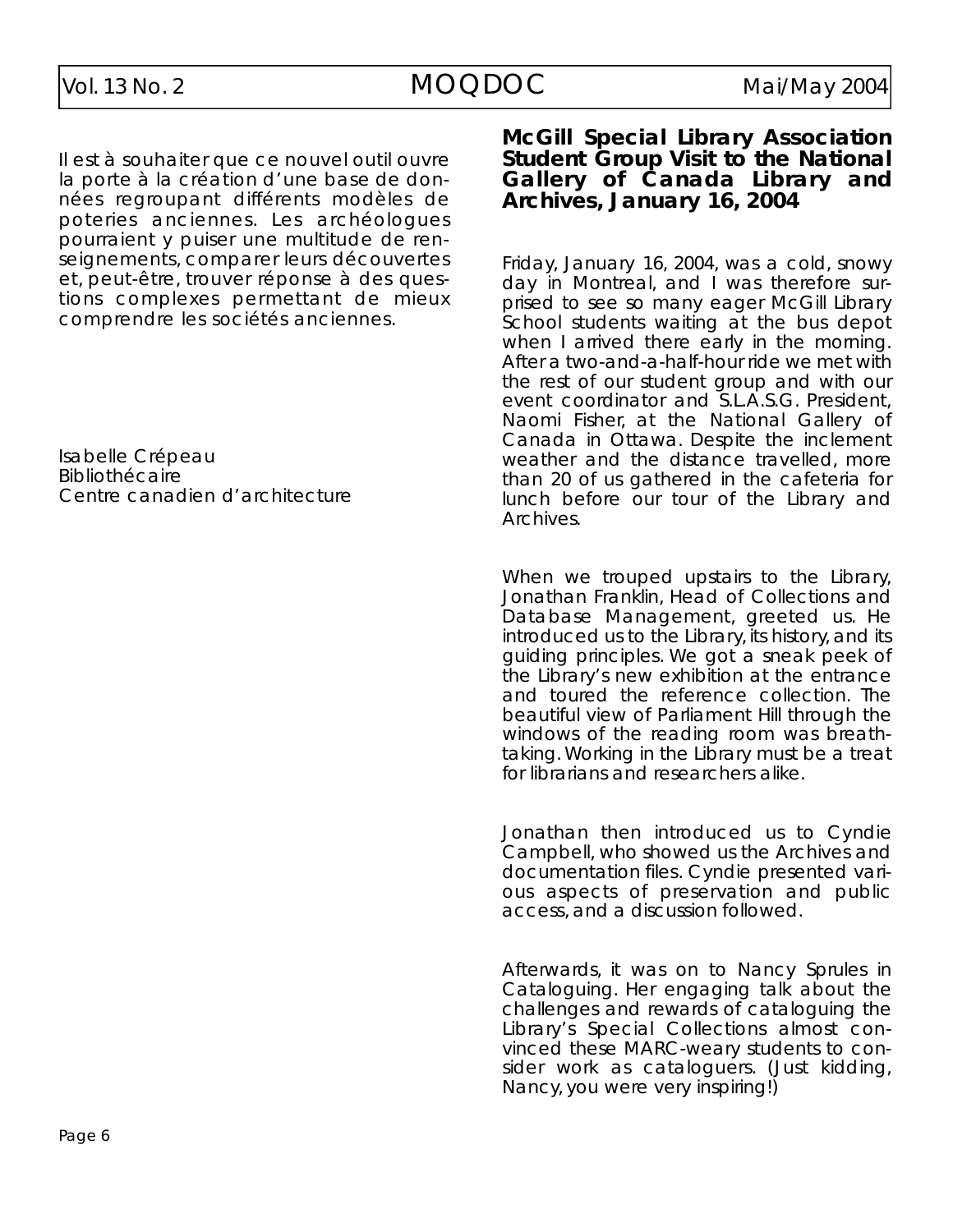Il est à souhaiter que ce nouvel outil ouvre la porte à la création d'une base de données regroupant différents modèles de poteries anciennes. Les archéologues pourraient y puiser une multitude de renseignements, comparer leurs découvertes et, peut-être, trouver réponse à des questions complexes permettant de mieux comprendre les sociétés anciennes.

Isabelle Crépeau
Bibliothécaire
Centre canadien d'architecture

## McGill Special Library Association Student Group Visit to the National Gallery of Canada Library and Archives, January 16, 2004

Friday, January 16, 2004, was a cold, snowy day in Montreal, and I was therefore surprised to see so many eager McGill Library School students waiting at the bus depot when I arrived there early in the morning. After a two-and-a-half-hour ride we met with the rest of our student group and with our event coordinator and S.L.A.S.G. President, Naomi Fisher, at the National Gallery of Canada in Ottawa. Despite the inclement weather and the distance travelled, more than 20 of us gathered in the cafeteria for lunch before our tour of the Library and Archives.

When we trouped upstairs to the Library, Jonathan Franklin, Head of Collections and Database Management, greeted us. He introduced us to the Library, its history, and its guiding principles. We got a sneak peek of the Library's new exhibition at the entrance and toured the reference collection. The beautiful view of Parliament Hill through the windows of the reading room was breathtaking. Working in the Library must be a treat for librarians and researchers alike.

Jonathan then introduced us to Cyndie Campbell, who showed us the Archives and documentation files. Cyndie presented various aspects of preservation and public access, and a discussion followed.

Afterwards, it was on to Nancy Sprules in Cataloguing. Her engaging talk about the challenges and rewards of cataloguing the Library's Special Collections almost convinced these MARC-weary students to consider work as cataloguers. (Just kidding, Nancy, you were very inspiring!)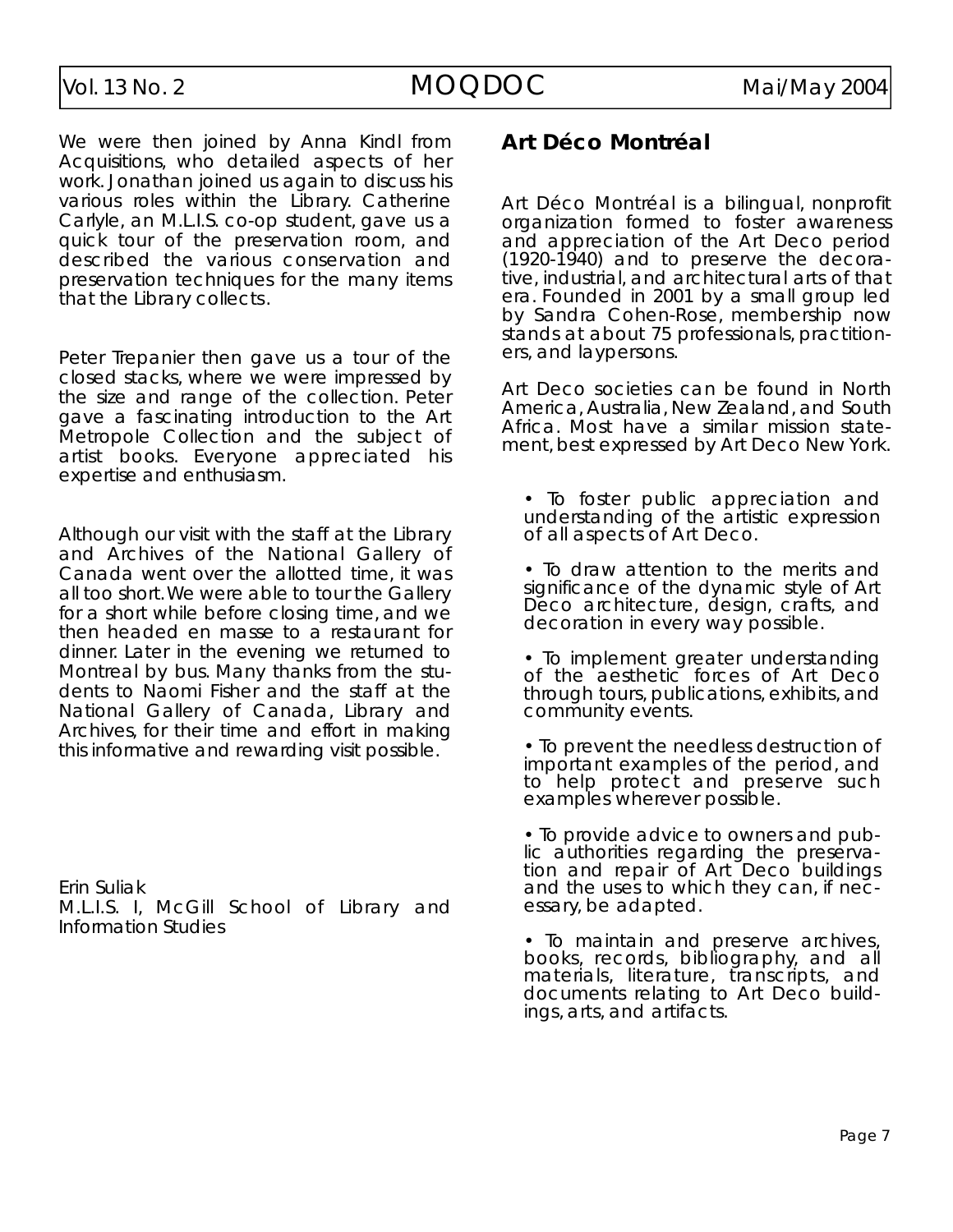We were then joined by Anna Kindl from Acquisitions, who detailed aspects of her work. Jonathan joined us again to discuss his various roles within the Library. Catherine Carlyle, an M.L.I.S. co-op student, gave us a quick tour of the preservation room, and described the various conservation and preservation techniques for the many items that the Library collects.

Peter Trepanier then gave us a tour of the closed stacks, where we were impressed by the size and range of the collection. Peter gave a fascinating introduction to the Art Metropole Collection and the subject of artist books. Everyone appreciated his expertise and enthusiasm.

Although our visit with the staff at the Library and Archives of the National Gallery of Canada went over the allotted time, it was all too short. We were able to tour the Gallery for a short while before closing time, and we then headed en masse to a restaurant for dinner. Later in the evening we returned to Montreal by bus. Many thanks from the students to Naomi Fisher and the staff at the National Gallery of Canada, Library and Archives, for their time and effort in making this informative and rewarding visit possible.

Erin Suliak
M.L.I.S. I, McGill School of Library and Information Studies

## Art Déco Montréal

Art Déco Montréal is a bilingual, nonprofit organization formed to foster awareness and appreciation of the Art Deco period (1920-1940) and to preserve the decorative, industrial, and architectural arts of that era. Founded in 2001 by a small group led by Sandra Cohen-Rose, membership now stands at about 75 professionals, practitioners, and laypersons.

Art Deco societies can be found in North America, Australia, New Zealand, and South Africa. Most have a similar mission statement, best expressed by Art Deco New York.

- To foster public appreciation and understanding of the artistic expression of all aspects of Art Deco.
- To draw attention to the merits and significance of the dynamic style of Art Deco architecture, design, crafts, and decoration in every way possible.
- To implement greater understanding of the aesthetic forces of Art Deco through tours, publications, exhibits, and community events.
- To prevent the needless destruction of important examples of the period, and to help protect and preserve such examples wherever possible.
- To provide advice to owners and public authorities regarding the preservation and repair of Art Deco buildings and the uses to which they can, if necessary, be adapted.
- To maintain and preserve archives, books, records, bibliography, and all materials, literature, transcripts, and documents relating to Art Deco buildings, arts, and artifacts.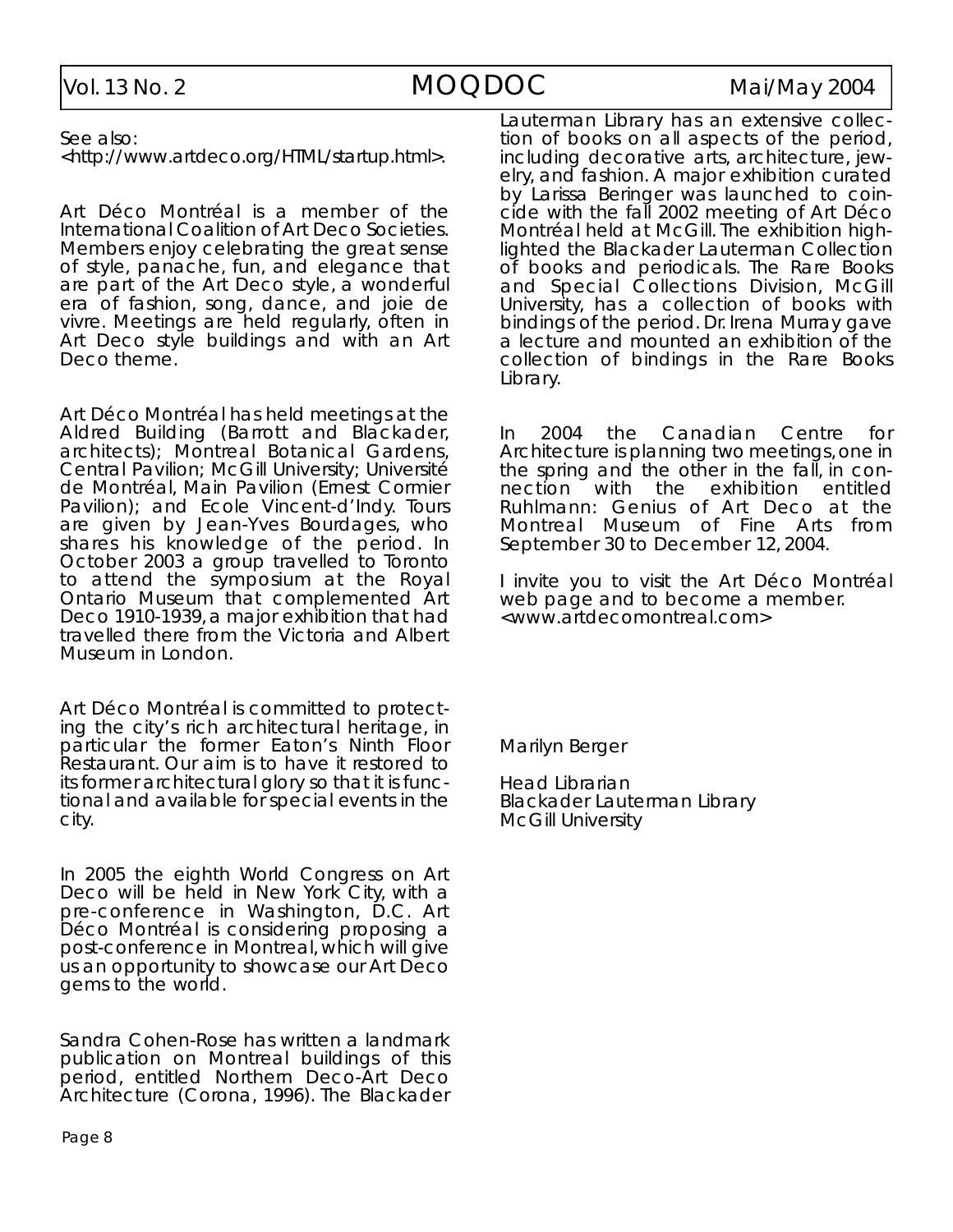See also:
<http://www.artdeco.org/HTML/startup.html>.

Art Déco Montréal is a member of the International Coalition of Art Deco Societies. Members enjoy celebrating the great sense of style, panache, fun, and elegance that are part of the Art Deco style, a wonderful era of fashion, song, dance, and joie de vivre. Meetings are held regularly, often in Art Deco style buildings and with an Art Deco theme.

Art Déco Montréal has held meetings at the Aldred Building (Barrott and Blackader, architects); Montreal Botanical Gardens, Central Pavilion; McGill University; Université de Montréal, Main Pavilion (Ernest Cormier Pavilion); and Ecole Vincent-d'Indy. Tours are given by Jean-Yves Bourdages, who shares his knowledge of the period. In October 2003 a group travelled to Toronto to attend the symposium at the Royal Ontario Museum that complemented Art Deco 1910-1939, a major exhibition that had travelled there from the Victoria and Albert Museum in London.

Art Déco Montréal is committed to protecting the city's rich architectural heritage, in particular the former Eaton's Ninth Floor Restaurant. Our aim is to have it restored to its former architectural glory so that it is functional and available for special events in the city.

In 2005 the eighth World Congress on Art Deco will be held in New York City, with a pre-conference in Washington, D.C. Art Déco Montréal is considering proposing a post-conference in Montreal, which will give us an opportunity to showcase our Art Deco gems to the world.

Sandra Cohen-Rose has written a landmark publication on Montreal buildings of this period, entitled Northern Deco-Art Deco Architecture (Corona, 1996). The Blackader Lauterman Library has an extensive collection of books on all aspects of the period, including decorative arts, architecture, jewelry, and fashion. A major exhibition curated by Larissa Beringer was launched to coincide with the fall 2002 meeting of Art Déco Montréal held at McGill. The exhibition highlighted the Blackader Lauterman Collection of books and periodicals. The Rare Books and Special Collections Division, McGill University, has a collection of books with bindings of the period. Dr. Irena Murray gave a lecture and mounted an exhibition of the collection of bindings in the Rare Books Library.

In 2004 the Canadian Centre for Architecture is planning two meetings, one in the spring and the other in the fall, in connection with the exhibition entitled Ruhlmann: Genius of Art Deco at the Montreal Museum of Fine Arts from September 30 to December 12, 2004.

I invite you to visit the Art Déco Montréal web page and to become a member.
<www.artdecomontreal.com>

Marilyn Berger

Head Librarian
Blackader Lauterman Library
McGill University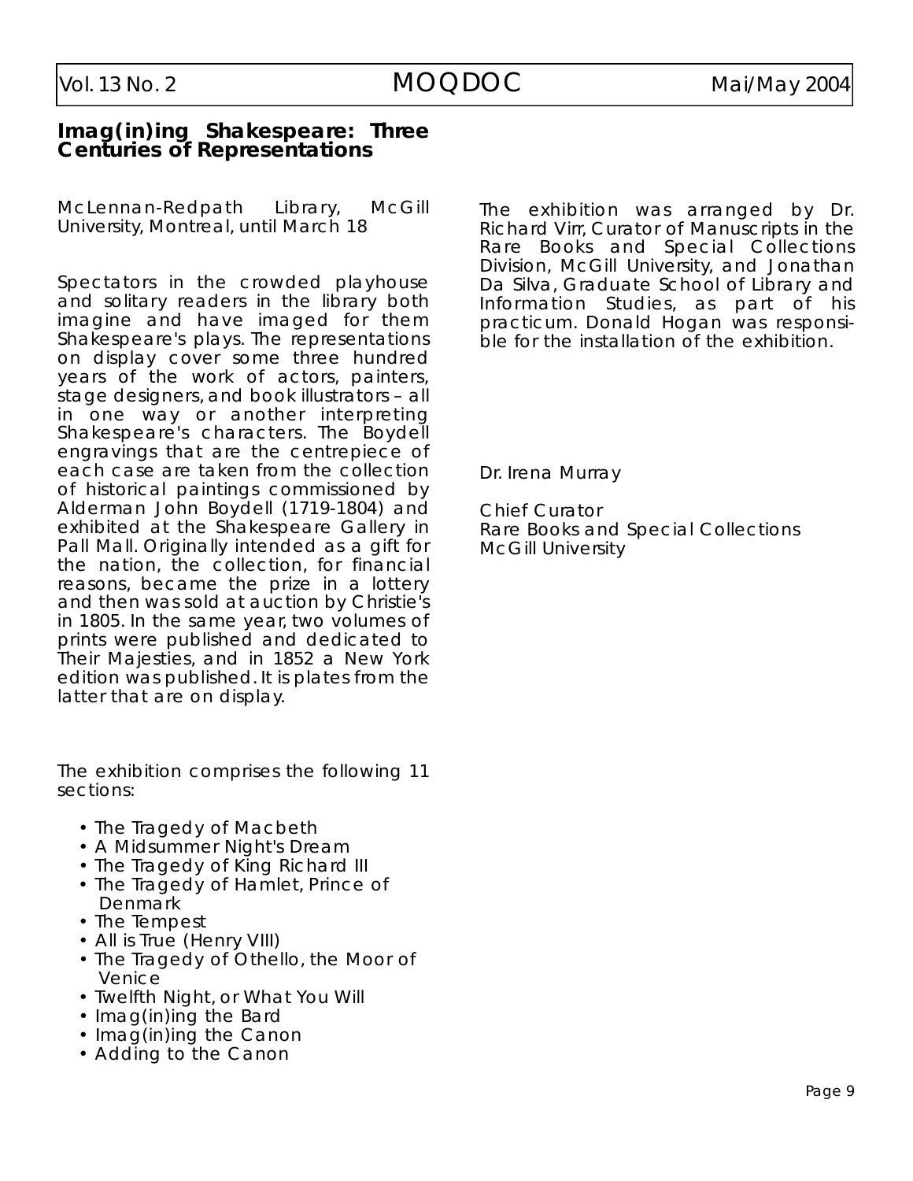## Imag(in)ing Shakespeare: Three Centuries of Representations

McLennan-Redpath Library, McGill University, Montreal, until March 18

Spectators in the crowded playhouse and solitary readers in the library both imagine and have imaged for them Shakespeare's plays. The representations on display cover some three hundred years of the work of actors, painters, stage designers, and book illustrators – all in one way or another interpreting Shakespeare's characters. The Boydell engravings that are the centrepiece of each case are taken from the collection of historical paintings commissioned by Alderman John Boydell (1719-1804) and exhibited at the Shakespeare Gallery in Pall Mall. Originally intended as a gift for the nation, the collection, for financial reasons, became the prize in a lottery and then was sold at auction by Christie's in 1805. In the same year, two volumes of prints were published and dedicated to Their Majesties, and in 1852 a New York edition was published. It is plates from the latter that are on display.

The exhibition comprises the following 11 sections:

- The Tragedy of Macbeth
- A Midsummer Night's Dream
- The Tragedy of King Richard III
- The Tragedy of Hamlet, Prince of Denmark
- The Tempest
- All is True (Henry VIII)
- The Tragedy of Othello, the Moor of Venice
- Twelfth Night, or What You Will
- Imag(in)ing the Bard
- Imag(in)ing the Canon
- Adding to the Canon

The exhibition was arranged by Dr. Richard Virr, Curator of Manuscripts in the Rare Books and Special Collections Division, McGill University, and Jonathan Da Silva, Graduate School of Library and Information Studies, as part of his practicum. Donald Hogan was responsible for the installation of the exhibition.

Dr. Irena Murray

Chief Curator
Rare Books and Special Collections
McGill University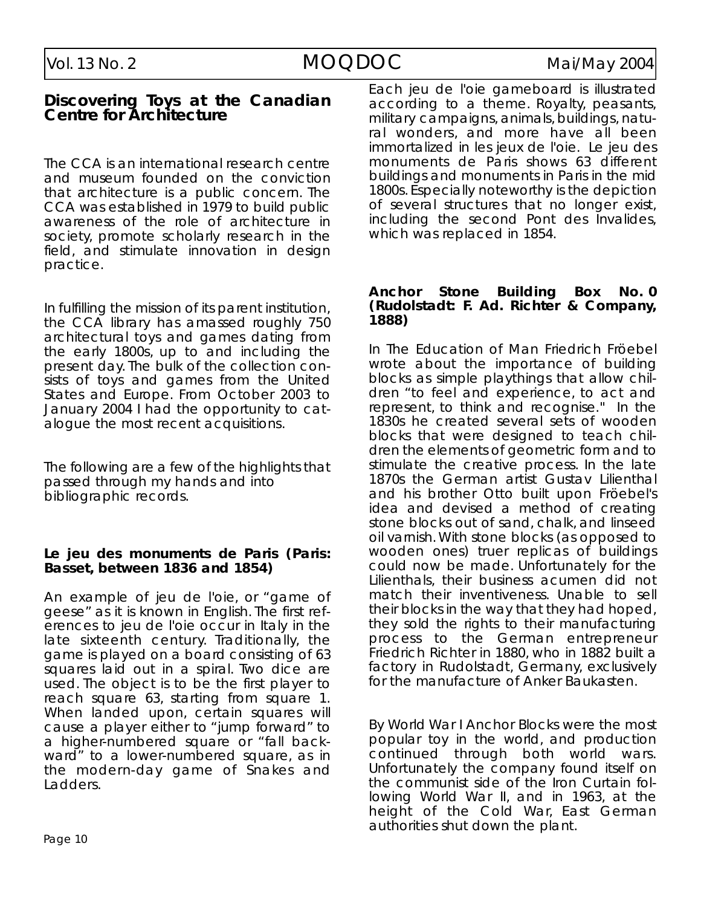## Discovering Toys at the Canadian Centre for Architecture

The CCA is an international research centre and museum founded on the conviction that architecture is a public concern. The CCA was established in 1979 to build public awareness of the role of architecture in society, promote scholarly research in the field, and stimulate innovation in design practice.

In fulfilling the mission of its parent institution, the CCA library has amassed roughly 750 architectural toys and games dating from the early 1800s, up to and including the present day. The bulk of the collection consists of toys and games from the United States and Europe. From October 2003 to January 2004 I had the opportunity to catalogue the most recent acquisitions.

The following are a few of the highlights that passed through my hands and into bibliographic records.

### Le jeu des monuments de Paris (Paris: Basset, between 1836 and 1854)

An example of jeu de l'oie, or "game of geese" as it is known in English. The first references to jeu de l'oie occur in Italy in the late sixteenth century. Traditionally, the game is played on a board consisting of 63 squares laid out in a spiral. Two dice are used. The object is to be the first player to reach square 63, starting from square 1. When landed upon, certain squares will cause a player either to "jump forward" to a higher-numbered square or "fall backward" to a lower-numbered square, as in the modern-day game of Snakes and Ladders.

Each jeu de l'oie gameboard is illustrated according to a theme. Royalty, peasants, military campaigns, animals, buildings, natural wonders, and more have all been immortalized in les jeux de l'oie. Le jeu des monuments de Paris shows 63 different buildings and monuments in Paris in the mid 1800s. Especially noteworthy is the depiction of several structures that no longer exist, including the second Pont des Invalides, which was replaced in 1854.

### Anchor Stone Building Box No. 0 (Rudolstadt: F. Ad. Richter & Company, 1888)

In The Education of Man Friedrich Fröebel wrote about the importance of building blocks as simple playthings that allow children "to feel and experience, to act and represent, to think and recognise." In the 1830s he created several sets of wooden blocks that were designed to teach children the elements of geometric form and to stimulate the creative process. In the late 1870s the German artist Gustav Lilienthal and his brother Otto built upon Fröebel's idea and devised a method of creating stone blocks out of sand, chalk, and linseed oil varnish. With stone blocks (as opposed to wooden ones) truer replicas of buildings could now be made. Unfortunately for the Lilienthals, their business acumen did not match their inventiveness. Unable to sell their blocks in the way that they had hoped, they sold the rights to their manufacturing process to the German entrepreneur Friedrich Richter in 1880, who in 1882 built a factory in Rudolstadt, Germany, exclusively for the manufacture of Anker Baukasten.

By World War I Anchor Blocks were the most popular toy in the world, and production continued through both world wars. Unfortunately the company found itself on the communist side of the Iron Curtain following World War II, and in 1963, at the height of the Cold War, East German authorities shut down the plant.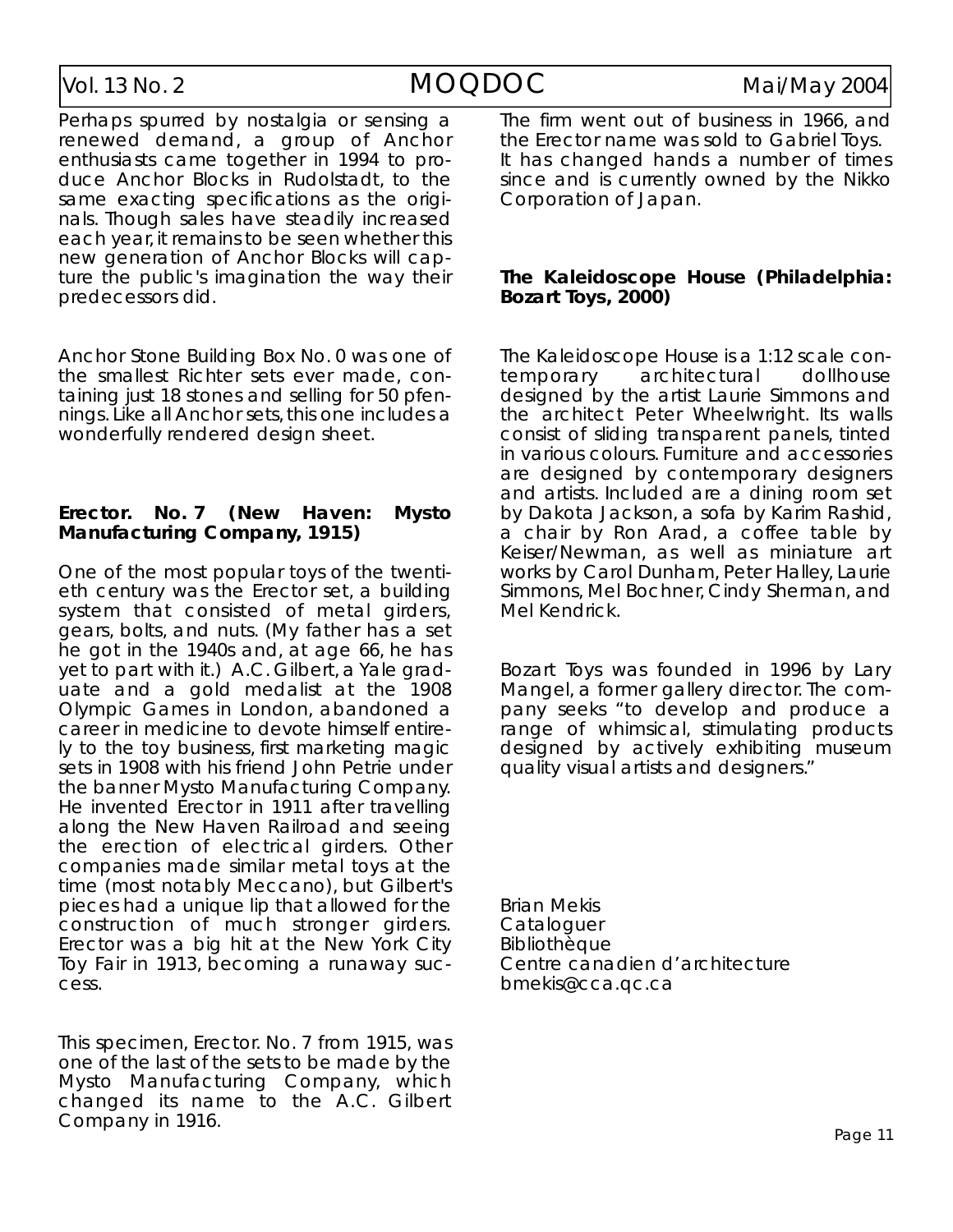Perhaps spurred by nostalgia or sensing a renewed demand, a group of Anchor enthusiasts came together in 1994 to produce Anchor Blocks in Rudolstadt, to the same exacting specifications as the originals. Though sales have steadily increased each year, it remains to be seen whether this new generation of Anchor Blocks will capture the public's imagination the way their predecessors did.

Anchor Stone Building Box No. 0 was one of the smallest Richter sets ever made, containing just 18 stones and selling for 50 pfennings. Like all Anchor sets, this one includes a wonderfully rendered design sheet.

**Erector. No. 7 (New Haven: Mysto Manufacturing Company, 1915)**

One of the most popular toys of the twentieth century was the Erector set, a building system that consisted of metal girders, gears, bolts, and nuts. (My father has a set he got in the 1940s and, at age 66, he has yet to part with it.) A.C. Gilbert, a Yale graduate and a gold medalist at the 1908 Olympic Games in London, abandoned a career in medicine to devote himself entirely to the toy business, first marketing magic sets in 1908 with his friend John Petrie under the banner Mysto Manufacturing Company. He invented Erector in 1911 after travelling along the New Haven Railroad and seeing the erection of electrical girders. Other companies made similar metal toys at the time (most notably Meccano), but Gilbert's pieces had a unique lip that allowed for the construction of much stronger girders. Erector was a big hit at the New York City Toy Fair in 1913, becoming a runaway success.

This specimen, Erector. No. 7 from 1915, was one of the last of the sets to be made by the Mysto Manufacturing Company, which changed its name to the A.C. Gilbert Company in 1916.

The firm went out of business in 1966, and the Erector name was sold to Gabriel Toys. It has changed hands a number of times since and is currently owned by the Nikko Corporation of Japan.

**The Kaleidoscope House (Philadelphia: Bozart Toys, 2000)**

The Kaleidoscope House is a 1:12 scale contemporary architectural dollhouse designed by the artist Laurie Simmons and the architect Peter Wheelwright. Its walls consist of sliding transparent panels, tinted in various colours. Furniture and accessories are designed by contemporary designers and artists. Included are a dining room set by Dakota Jackson, a sofa by Karim Rashid, a chair by Ron Arad, a coffee table by Keiser/Newman, as well as miniature art works by Carol Dunham, Peter Halley, Laurie Simmons, Mel Bochner, Cindy Sherman, and Mel Kendrick.

Bozart Toys was founded in 1996 by Lary Mangel, a former gallery director. The company seeks "to develop and produce a range of whimsical, stimulating products designed by actively exhibiting museum quality visual artists and designers."

Brian Mekis
Cataloguer
Bibliothèque
Centre canadien d'architecture
bmekis@cca.qc.ca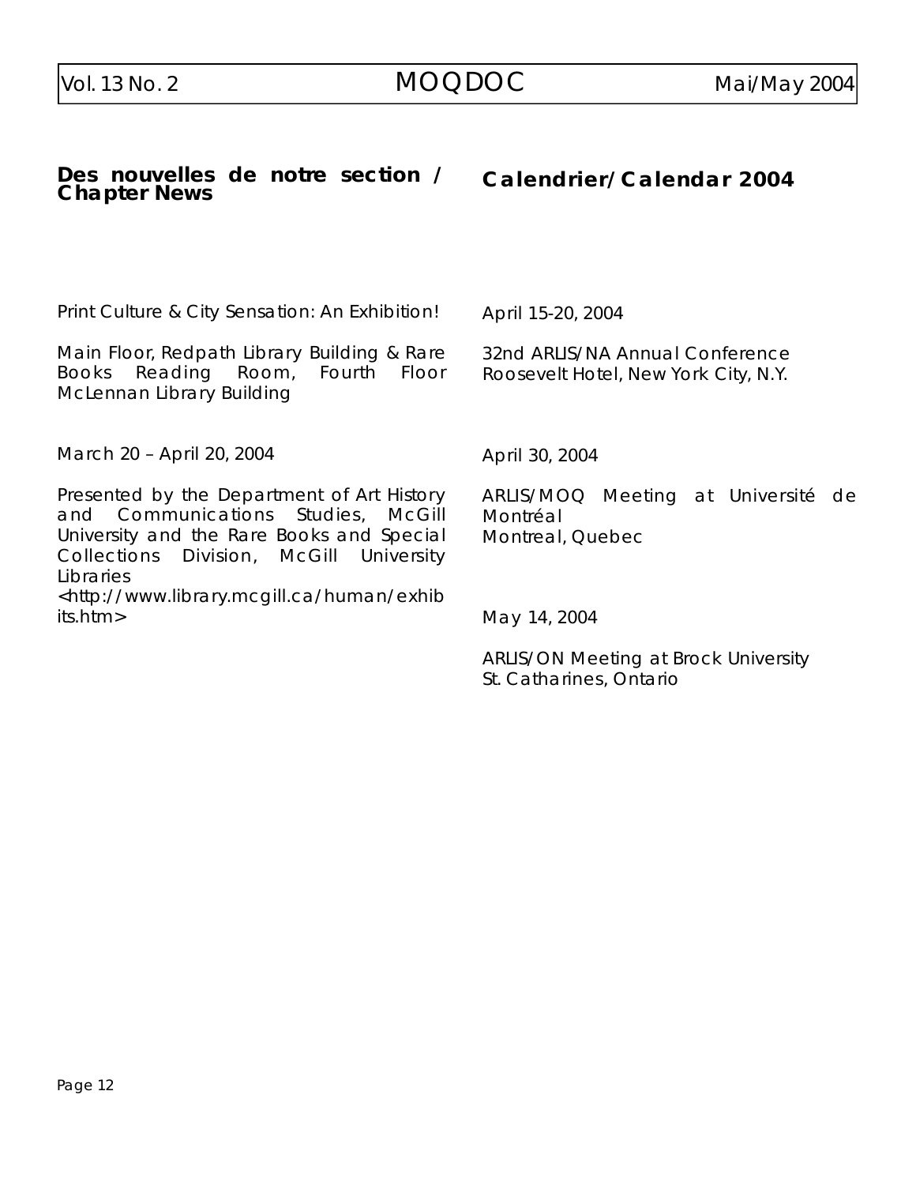## Des nouvelles de notre section / Chapter News

Print Culture & City Sensation: An Exhibition!

Main Floor, Redpath Library Building & Rare Books Reading Room, Fourth Floor McLennan Library Building

March 20 – April 20, 2004

Presented by the Department of Art History and Communications Studies, McGill University and the Rare Books and Special Collections Division, McGill University Libraries
<http://www.library.mcgill.ca/human/exhibits.htm>

## Calendrier/Calendar 2004

April 15-20, 2004

32nd ARLIS/NA Annual Conference
Roosevelt Hotel, New York City, N.Y.

April 30, 2004

ARLIS/MOQ Meeting at Université de Montréal
Montreal, Quebec

May 14, 2004

ARLIS/ON Meeting at Brock University
St. Catharines, Ontario